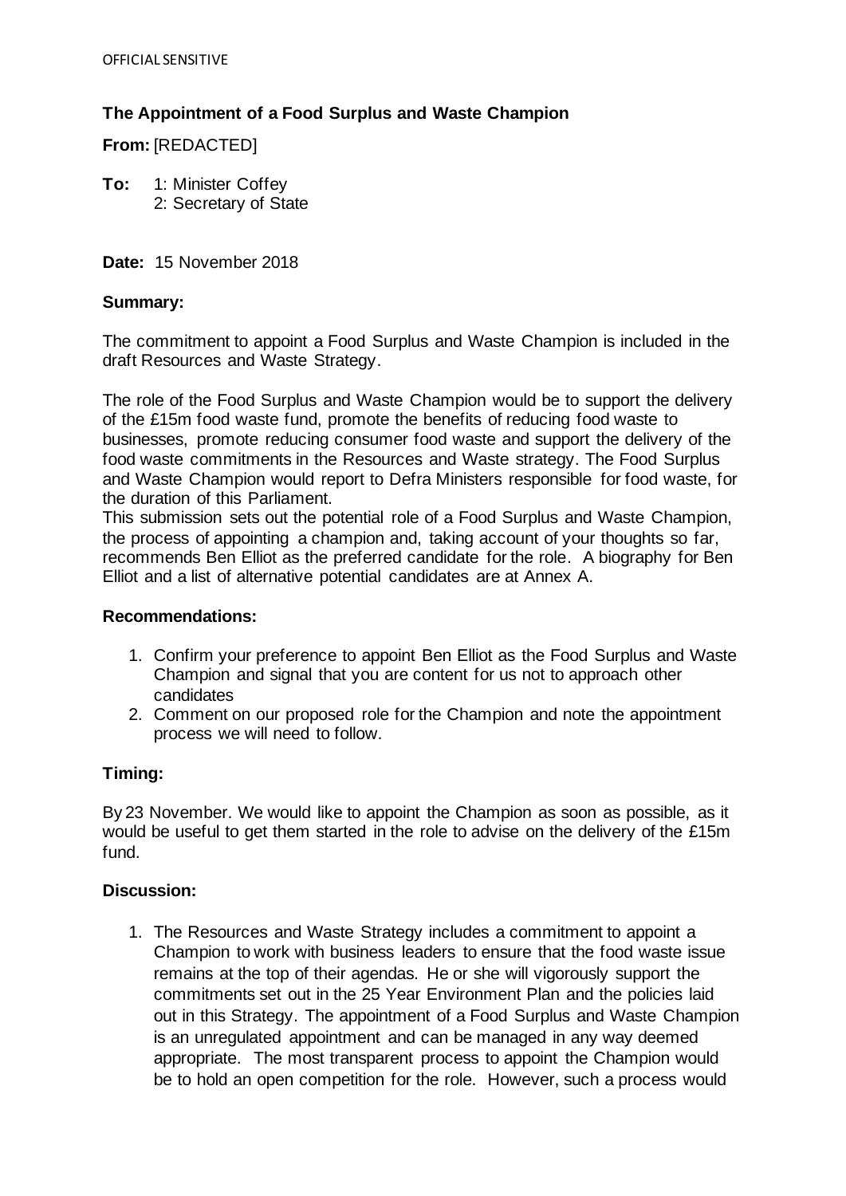OFFICIAL SENSITIVE

**The Appointment of a Food Surplus and Waste Champion**

**From:** [REDACTED]

**To:** 1: Minister Coffey
2: Secretary of State

**Date:** 15 November 2018

**Summary:**

The commitment to appoint a Food Surplus and Waste Champion is included in the draft Resources and Waste Strategy.

The role of the Food Surplus and Waste Champion would be to support the delivery of the £15m food waste fund, promote the benefits of reducing food waste to businesses, promote reducing consumer food waste and support the delivery of the food waste commitments in the Resources and Waste strategy. The Food Surplus and Waste Champion would report to Defra Ministers responsible for food waste, for the duration of this Parliament.
This submission sets out the potential role of a Food Surplus and Waste Champion, the process of appointing a champion and, taking account of your thoughts so far, recommends Ben Elliot as the preferred candidate for the role. A biography for Ben Elliot and a list of alternative potential candidates are at Annex A.

**Recommendations:**

1. Confirm your preference to appoint Ben Elliot as the Food Surplus and Waste Champion and signal that you are content for us not to approach other candidates
2. Comment on our proposed role for the Champion and note the appointment process we will need to follow.

**Timing:**

By 23 November. We would like to appoint the Champion as soon as possible, as it would be useful to get them started in the role to advise on the delivery of the £15m fund.

**Discussion:**

1. The Resources and Waste Strategy includes a commitment to appoint a Champion to work with business leaders to ensure that the food waste issue remains at the top of their agendas. He or she will vigorously support the commitments set out in the 25 Year Environment Plan and the policies laid out in this Strategy. The appointment of a Food Surplus and Waste Champion is an unregulated appointment and can be managed in any way deemed appropriate. The most transparent process to appoint the Champion would be to hold an open competition for the role. However, such a process would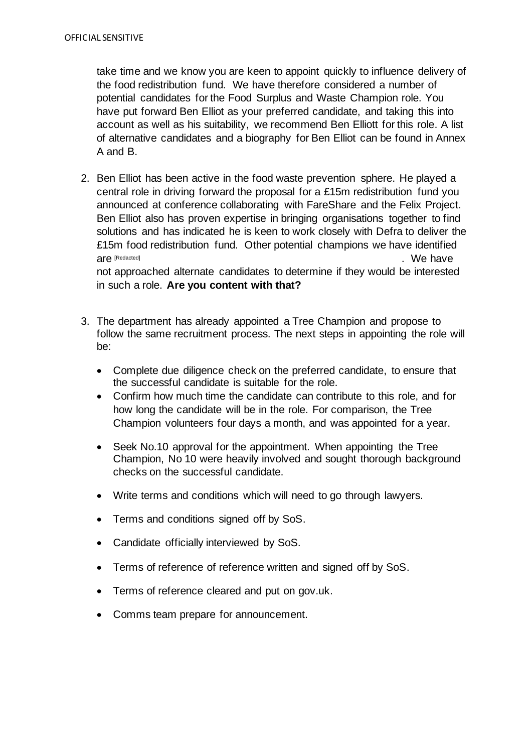take time and we know you are keen to appoint quickly to influence delivery of the food redistribution fund. We have therefore considered a number of potential candidates for the Food Surplus and Waste Champion role. You have put forward Ben Elliot as your preferred candidate, and taking this into account as well as his suitability, we recommend Ben Elliott for this role. A list of alternative candidates and a biography for Ben Elliot can be found in Annex A and B.

2. Ben Elliot has been active in the food waste prevention sphere. He played a central role in driving forward the proposal for a £15m redistribution fund you announced at conference collaborating with FareShare and the Felix Project. Ben Elliot also has proven expertise in bringing organisations together to find solutions and has indicated he is keen to work closely with Defra to deliver the £15m food redistribution fund. Other potential champions we have identified are [Redacted] . We have not approached alternate candidates to determine if they would be interested in such a role. **Are you content with that?**

3. The department has already appointed a Tree Champion and propose to follow the same recruitment process. The next steps in appointing the role will be:

   - Complete due diligence check on the preferred candidate, to ensure that the successful candidate is suitable for the role.
   - Confirm how much time the candidate can contribute to this role, and for how long the candidate will be in the role. For comparison, the Tree Champion volunteers four days a month, and was appointed for a year.
   - Seek No.10 approval for the appointment. When appointing the Tree Champion, No 10 were heavily involved and sought thorough background checks on the successful candidate.
   - Write terms and conditions which will need to go through lawyers.
   - Terms and conditions signed off by SoS.
   - Candidate officially interviewed by SoS.
   - Terms of reference of reference written and signed off by SoS.
   - Terms of reference cleared and put on gov.uk.
   - Comms team prepare for announcement.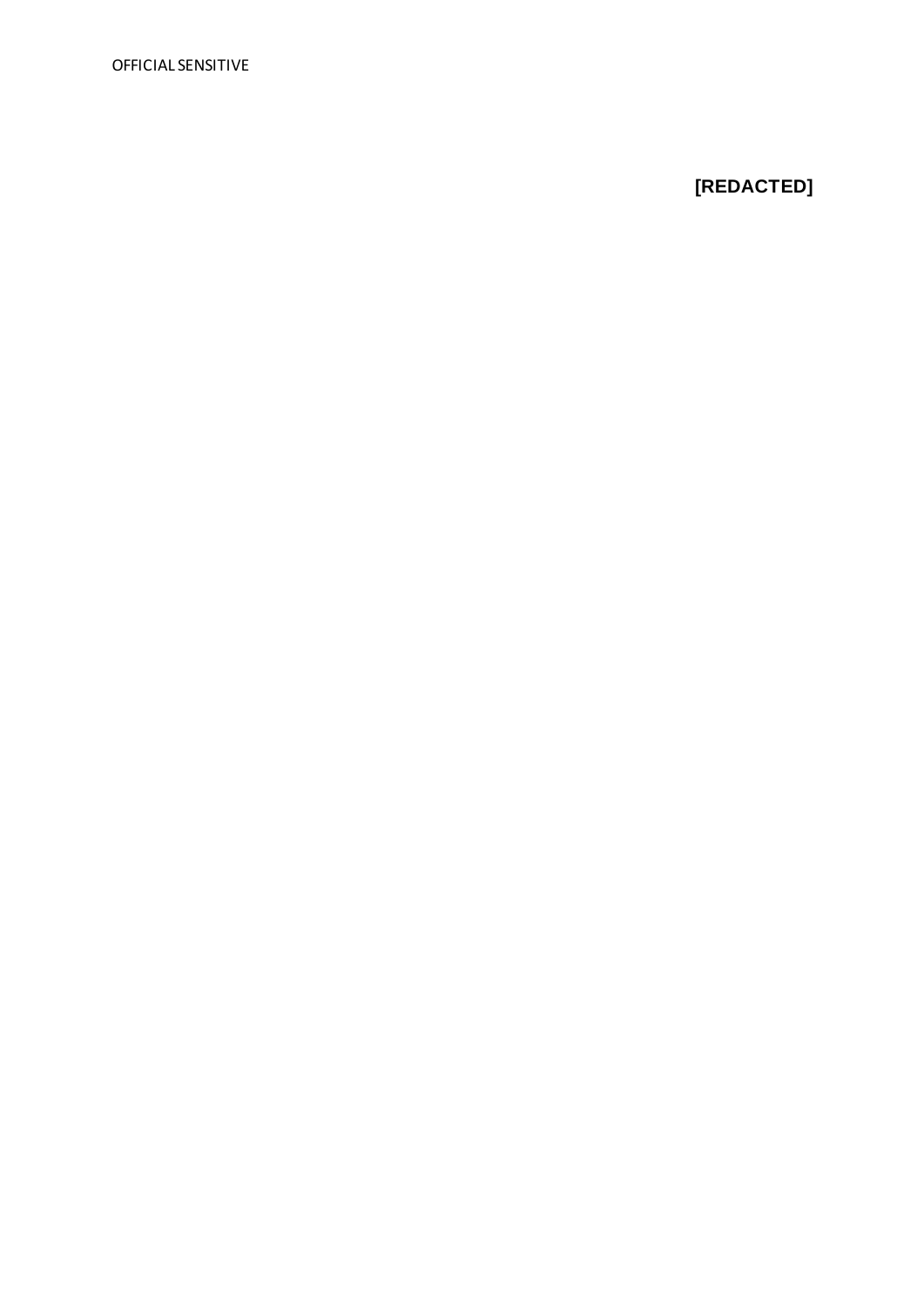**[REDACTED]**